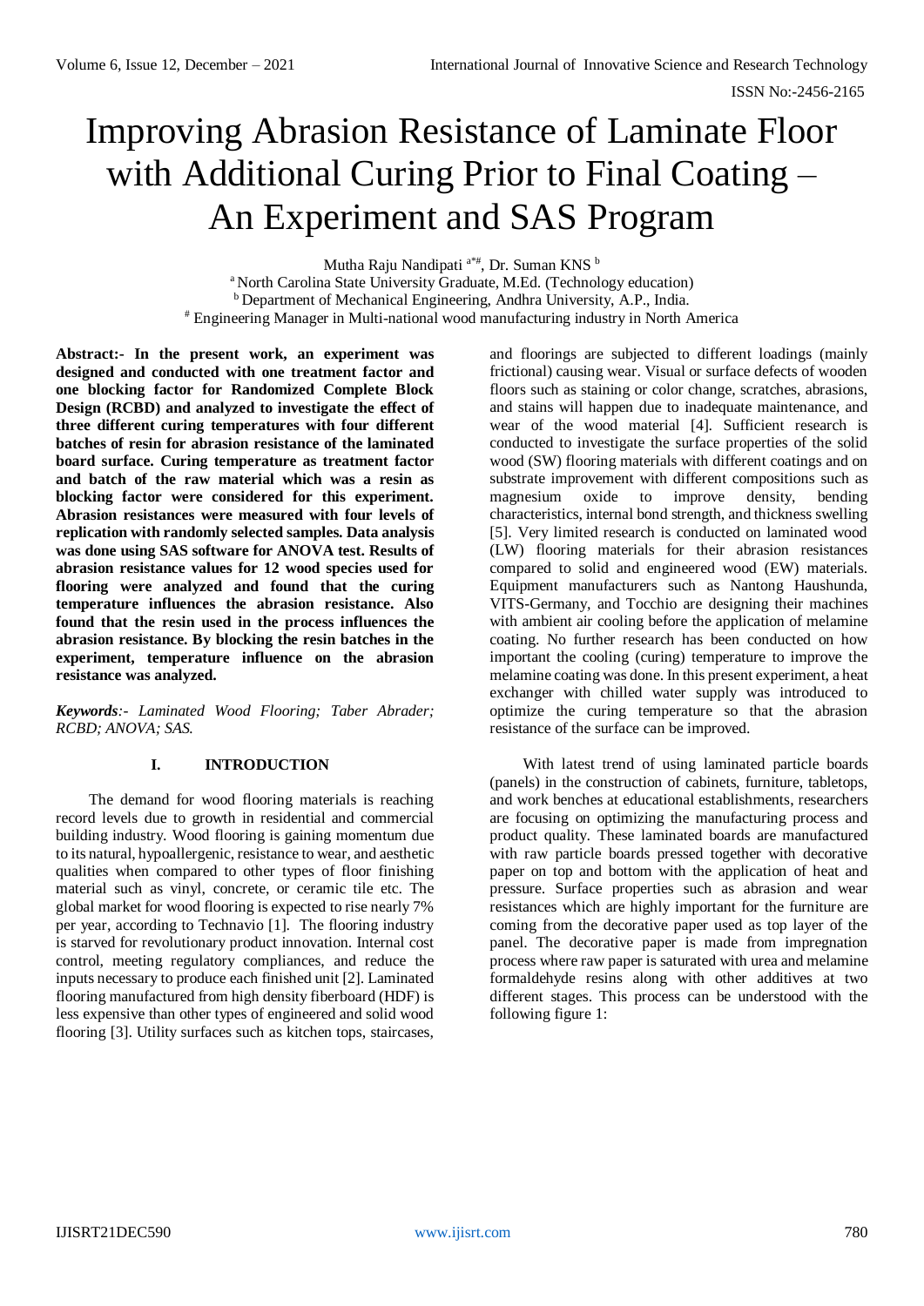# Improving Abrasion Resistance of Laminate Floor with Additional Curing Prior to Final Coating – An Experiment and SAS Program

Mutha Raju Nandipati [a*#], Dr. Suman KNS [b]

[a] North Carolina State University Graduate, M.Ed. (Technology education)
[b] Department of Mechanical Engineering, Andhra University, A.P., India.
[#] Engineering Manager in Multi-national wood manufacturing industry in North America

**Abstract:- In the present work, an experiment was designed and conducted with one treatment factor and one blocking factor for Randomized Complete Block Design (RCBD) and analyzed to investigate the effect of three different curing temperatures with four different batches of resin for abrasion resistance of the laminated board surface. Curing temperature as treatment factor and batch of the raw material which was a resin as blocking factor were considered for this experiment. Abrasion resistances were measured with four levels of replication with randomly selected samples. Data analysis was done using SAS software for ANOVA test. Results of abrasion resistance values for 12 wood species used for flooring were analyzed and found that the curing temperature influences the abrasion resistance. Also found that the resin used in the process influences the abrasion resistance. By blocking the resin batches in the experiment, temperature influence on the abrasion resistance was analyzed.**

***Keywords**:- Laminated Wood Flooring; Taber Abrader; RCBD; ANOVA; SAS.*

## I. INTRODUCTION

The demand for wood flooring materials is reaching record levels due to growth in residential and commercial building industry. Wood flooring is gaining momentum due to its natural, hypoallergenic, resistance to wear, and aesthetic qualities when compared to other types of floor finishing material such as vinyl, concrete, or ceramic tile etc. The global market for wood flooring is expected to rise nearly 7% per year, according to Technavio [1]. The flooring industry is starved for revolutionary product innovation. Internal cost control, meeting regulatory compliances, and reduce the inputs necessary to produce each finished unit [2]. Laminated flooring manufactured from high density fiberboard (HDF) is less expensive than other types of engineered and solid wood flooring [3]. Utility surfaces such as kitchen tops, staircases, and floorings are subjected to different loadings (mainly frictional) causing wear. Visual or surface defects of wooden floors such as staining or color change, scratches, abrasions, and stains will happen due to inadequate maintenance, and wear of the wood material [4]. Sufficient research is conducted to investigate the surface properties of the solid wood (SW) flooring materials with different coatings and on substrate improvement with different compositions such as magnesium oxide to improve density, bending characteristics, internal bond strength, and thickness swelling [5]. Very limited research is conducted on laminated wood (LW) flooring materials for their abrasion resistances compared to solid and engineered wood (EW) materials. Equipment manufacturers such as Nantong Haushunda, VITS-Germany, and Tocchio are designing their machines with ambient air cooling before the application of melamine coating. No further research has been conducted on how important the cooling (curing) temperature to improve the melamine coating was done. In this present experiment, a heat exchanger with chilled water supply was introduced to optimize the curing temperature so that the abrasion resistance of the surface can be improved.

With latest trend of using laminated particle boards (panels) in the construction of cabinets, furniture, tabletops, and work benches at educational establishments, researchers are focusing on optimizing the manufacturing process and product quality. These laminated boards are manufactured with raw particle boards pressed together with decorative paper on top and bottom with the application of heat and pressure. Surface properties such as abrasion and wear resistances which are highly important for the furniture are coming from the decorative paper used as top layer of the panel. The decorative paper is made from impregnation process where raw paper is saturated with urea and melamine formaldehyde resins along with other additives at two different stages. This process can be understood with the following figure 1: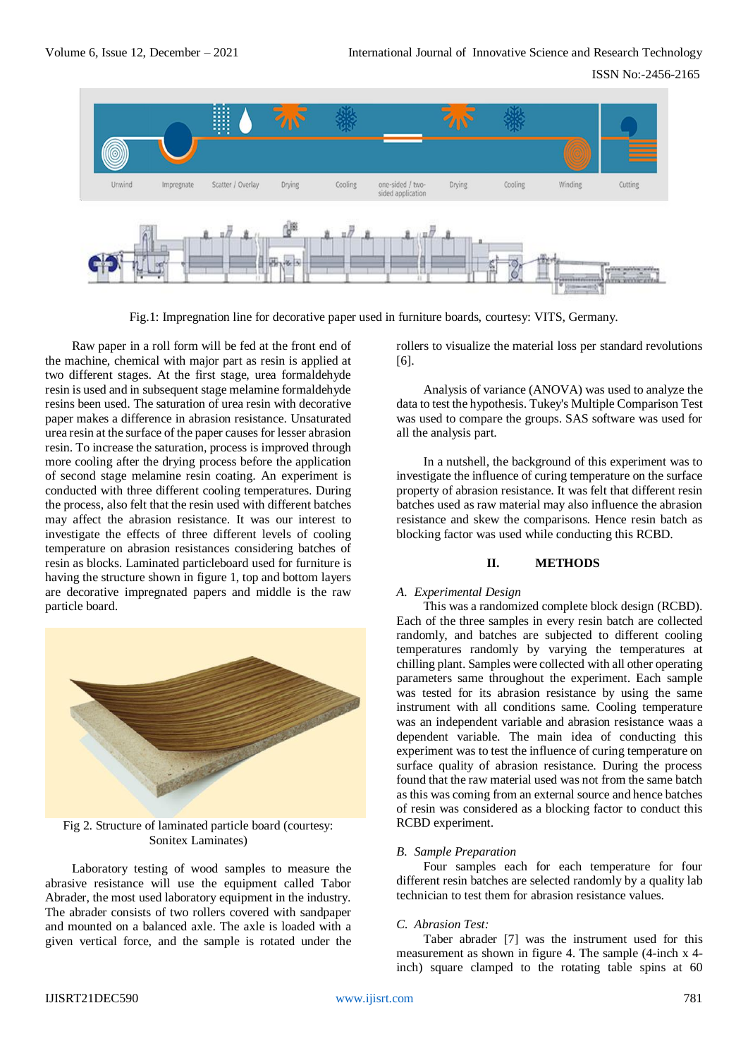Unwind
Impregnate
Scatter / Overlay
Drying
Cooling
one-sided / two-sided application
Drying
Cooling
Winding
Cutting

Fig.1: Impregnation line for decorative paper used in furniture boards, courtesy: VITS, Germany.

Raw paper in a roll form will be fed at the front end of the machine, chemical with major part as resin is applied at two different stages. At the first stage, urea formaldehyde resin is used and in subsequent stage melamine formaldehyde resins been used. The saturation of urea resin with decorative paper makes a difference in abrasion resistance. Unsaturated urea resin at the surface of the paper causes for lesser abrasion resin. To increase the saturation, process is improved through more cooling after the drying process before the application of second stage melamine resin coating. An experiment is conducted with three different cooling temperatures. During the process, also felt that the resin used with different batches may affect the abrasion resistance. It was our interest to investigate the effects of three different levels of cooling temperature on abrasion resistances considering batches of resin as blocks. Laminated particleboard used for furniture is having the structure shown in figure 1, top and bottom layers are decorative impregnated papers and middle is the raw particle board.

Fig 2. Structure of laminated particle board (courtesy: Sonitex Laminates)

Laboratory testing of wood samples to measure the abrasive resistance will use the equipment called Tabor Abrader, the most used laboratory equipment in the industry. The abrader consists of two rollers covered with sandpaper and mounted on a balanced axle. The axle is loaded with a given vertical force, and the sample is rotated under the rollers to visualize the material loss per standard revolutions [6].

Analysis of variance (ANOVA) was used to analyze the data to test the hypothesis. Tukey's Multiple Comparison Test was used to compare the groups. SAS software was used for all the analysis part.

In a nutshell, the background of this experiment was to investigate the influence of curing temperature on the surface property of abrasion resistance. It was felt that different resin batches used as raw material may also influence the abrasion resistance and skew the comparisons. Hence resin batch as blocking factor was used while conducting this RCBD.

## II. METHODS

### *A. Experimental Design*

This was a randomized complete block design (RCBD). Each of the three samples in every resin batch are collected randomly, and batches are subjected to different cooling temperatures randomly by varying the temperatures at chilling plant. Samples were collected with all other operating parameters same throughout the experiment. Each sample was tested for its abrasion resistance by using the same instrument with all conditions same. Cooling temperature was an independent variable and abrasion resistance waas a dependent variable. The main idea of conducting this experiment was to test the influence of curing temperature on surface quality of abrasion resistance. During the process found that the raw material used was not from the same batch as this was coming from an external source and hence batches of resin was considered as a blocking factor to conduct this RCBD experiment.

### *B. Sample Preparation*

Four samples each for each temperature for four different resin batches are selected randomly by a quality lab technician to test them for abrasion resistance values.

### *C. Abrasion Test:*

Taber abrader [7] was the instrument used for this measurement as shown in figure 4. The sample (4-inch x 4-inch) square clamped to the rotating table spins at 60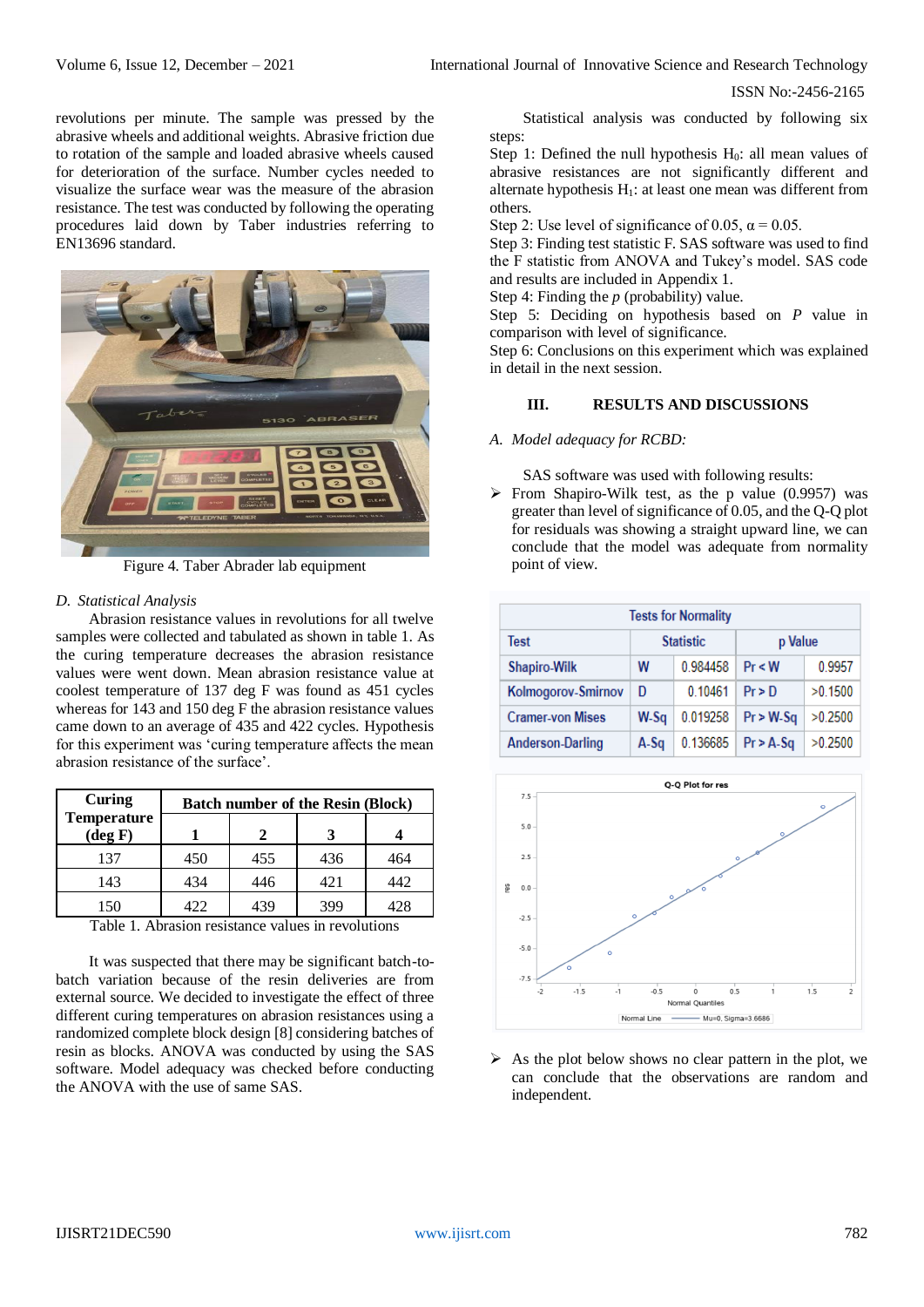revolutions per minute. The sample was pressed by the abrasive wheels and additional weights. Abrasive friction due to rotation of the sample and loaded abrasive wheels caused for deterioration of the surface. Number cycles needed to visualize the surface wear was the measure of the abrasion resistance. The test was conducted by following the operating procedures laid down by Taber industries referring to EN13696 standard.

Figure 4. Taber Abrader lab equipment

### *D. Statistical Analysis*

Abrasion resistance values in revolutions for all twelve samples were collected and tabulated as shown in table 1. As the curing temperature decreases the abrasion resistance values were went down. Mean abrasion resistance value at coolest temperature of 137 deg F was found as 451 cycles whereas for 143 and 150 deg F the abrasion resistance values came down to an average of 435 and 422 cycles. Hypothesis for this experiment was 'curing temperature affects the mean abrasion resistance of the surface'.

| **Curing Temperature (deg F)** | **Batch number of the Resin (Block)** | | | |
|---|---|---|---|---|
| | **1** | **2** | **3** | **4** |
| 137 | 450 | 455 | 436 | 464 |
| 143 | 434 | 446 | 421 | 442 |
| 150 | 422 | 439 | 399 | 428 |

Table 1. Abrasion resistance values in revolutions

It was suspected that there may be significant batch-to-batch variation because of the resin deliveries are from external source. We decided to investigate the effect of three different curing temperatures on abrasion resistances using a randomized complete block design [8] considering batches of resin as blocks. ANOVA was conducted by using the SAS software. Model adequacy was checked before conducting the ANOVA with the use of same SAS.

Statistical analysis was conducted by following six steps:

Step 1: Defined the null hypothesis $H_0$: all mean values of abrasive resistances are not significantly different and alternate hypothesis $H_1$: at least one mean was different from others.

Step 2: Use level of significance of 0.05, $\alpha = 0.05$.

Step 3: Finding test statistic F. SAS software was used to find the F statistic from ANOVA and Tukey's model. SAS code and results are included in Appendix 1.

Step 4: Finding the *p* (probability) value.

Step 5: Deciding on hypothesis based on *P* value in comparison with level of significance.

Step 6: Conclusions on this experiment which was explained in detail in the next session.

## III. RESULTS AND DISCUSSIONS

### *A. Model adequacy for RCBD:*

SAS software was used with following results:

- From Shapiro-Wilk test, as the p value (0.9957) was greater than level of significance of 0.05, and the Q-Q plot for residuals was showing a straight upward line, we can conclude that the model was adequate from normality point of view.

| Tests for Normality | | | | |
|---|---|---|---|---|
| **Test** | **Statistic** | | **p Value** | |
| Shapiro-Wilk | W | 0.984458 | Pr < W | 0.9957 |
| Kolmogorov-Smirnov | D | 0.10461 | Pr > D | >0.1500 |
| Cramer-von Mises | W-Sq | 0.019258 | Pr > W-Sq | >0.2500 |
| Anderson-Darling | A-Sq | 0.136685 | Pr > A-Sq | >0.2500 |

Q-Q Plot for res

res

7.5
5.0
2.5
0.0
-2.5
-5.0
-7.5

-2 -1.5 -1 -0.5 0 0.5 1 1.5 2

Normal Quantiles

Normal Line — Mu=0, Sigma=3.6686

- As the plot below shows no clear pattern in the plot, we can conclude that the observations are random and independent.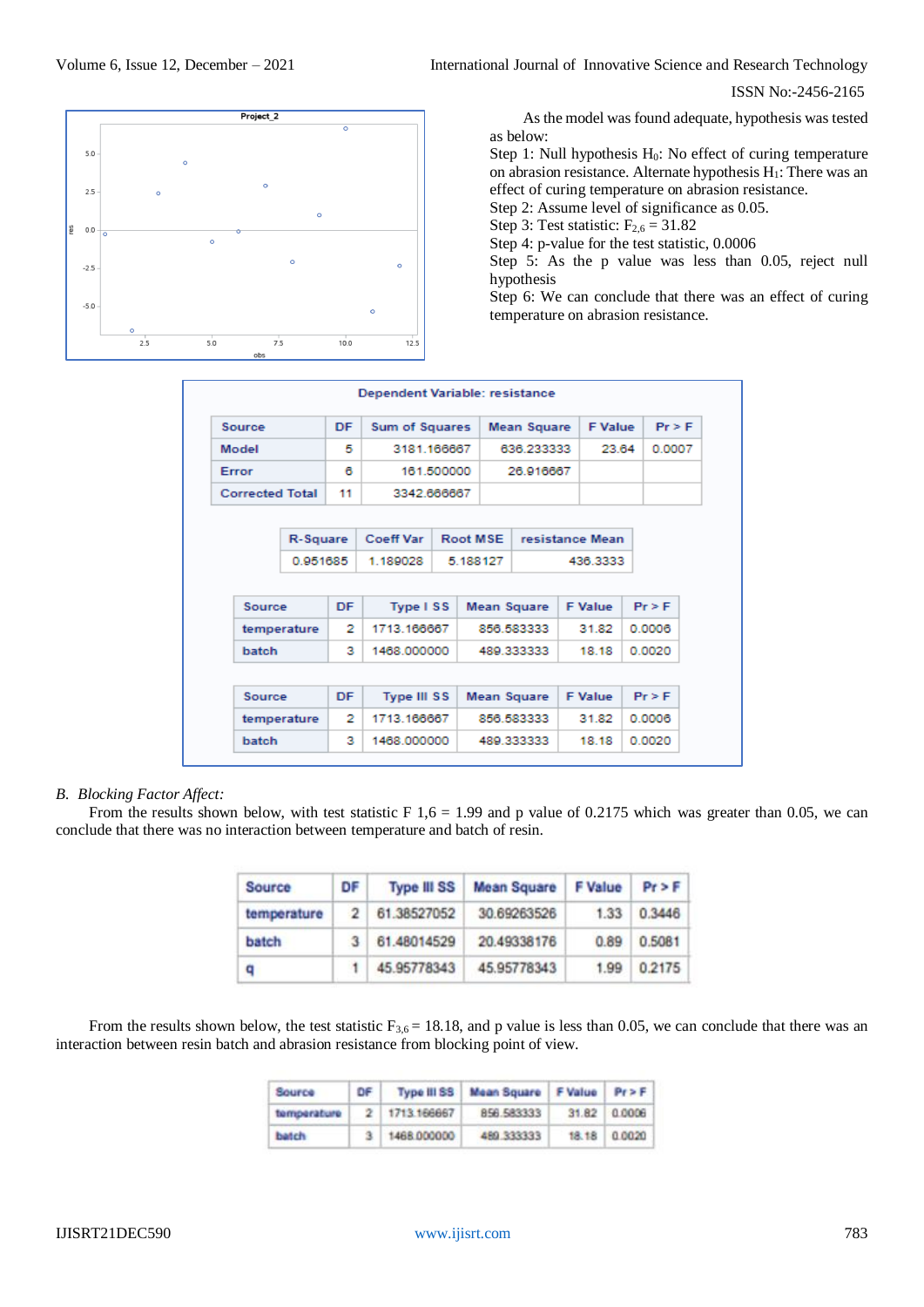Project_2

5.0

2.5

res 0.0

-2.5

-5.0

2.5 5.0 7.5 10.0 12.5

obs

As the model was found adequate, hypothesis was tested as below:

Step 1: Null hypothesis $H_0$: No effect of curing temperature on abrasion resistance. Alternate hypothesis $H_1$: There was an effect of curing temperature on abrasion resistance.

Step 2: Assume level of significance as 0.05.

Step 3: Test statistic: $F_{2,6} = 31.82$

Step 4: p-value for the test statistic, 0.0006

Step 5: As the p value was less than 0.05, reject null hypothesis

Step 6: We can conclude that there was an effect of curing temperature on abrasion resistance.

Dependent Variable: resistance

| Source | DF | Sum of Squares | Mean Square | F Value | Pr > F |
|---|---|---|---|---|---|
| Model | 5 | 3181.166667 | 636.233333 | 23.64 | 0.0007 |
| Error | 6 | 161.500000 | 26.916667 | | |
| Corrected Total | 11 | 3342.666667 | | | |

| R-Square | Coeff Var | Root MSE | resistance Mean |
|---|---|---|---|
| 0.951685 | 1.189028 | 5.188127 | 436.3333 |

| Source | DF | Type I SS | Mean Square | F Value | Pr > F |
|---|---|---|---|---|---|
| temperature | 2 | 1713.166667 | 856.583333 | 31.82 | 0.0006 |
| batch | 3 | 1468.000000 | 489.333333 | 18.18 | 0.0020 |

| Source | DF | Type III SS | Mean Square | F Value | Pr > F |
|---|---|---|---|---|---|
| temperature | 2 | 1713.166667 | 856.583333 | 31.82 | 0.0006 |
| batch | 3 | 1468.000000 | 489.333333 | 18.18 | 0.0020 |

*B. Blocking Factor Affect:*

From the results shown below, with test statistic F 1,6 = 1.99 and p value of 0.2175 which was greater than 0.05, we can conclude that there was no interaction between temperature and batch of resin.

| Source | DF | Type III SS | Mean Square | F Value | Pr > F |
|---|---|---|---|---|---|
| temperature | 2 | 61.38527052 | 30.69263526 | 1.33 | 0.3446 |
| batch | 3 | 61.48014529 | 20.49338176 | 0.89 | 0.5081 |
| q | 1 | 45.95778343 | 45.95778343 | 1.99 | 0.2175 |

From the results shown below, the test statistic $F_{3,6} = 18.18$, and p value is less than 0.05, we can conclude that there was an interaction between resin batch and abrasion resistance from blocking point of view.

| Source | DF | Type III SS | Mean Square | F Value | Pr > F |
|---|---|---|---|---|---|
| temperature | 2 | 1713.166667 | 856.583333 | 31.82 | 0.0006 |
| batch | 3 | 1468.000000 | 489.333333 | 18.18 | 0.0020 |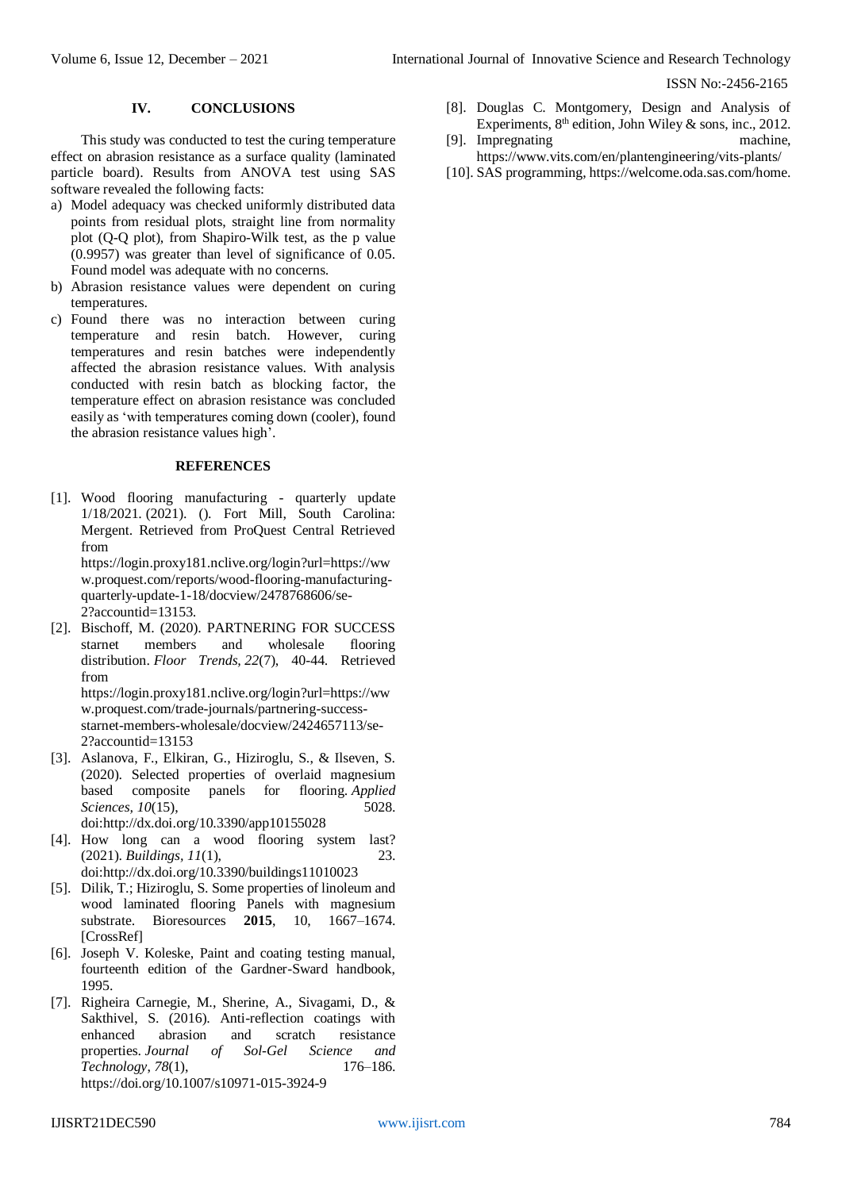## IV. CONCLUSIONS

This study was conducted to test the curing temperature effect on abrasion resistance as a surface quality (laminated particle board). Results from ANOVA test using SAS software revealed the following facts:

a) Model adequacy was checked uniformly distributed data points from residual plots, straight line from normality plot (Q-Q plot), from Shapiro-Wilk test, as the p value (0.9957) was greater than level of significance of 0.05. Found model was adequate with no concerns.
b) Abrasion resistance values were dependent on curing temperatures.
c) Found there was no interaction between curing temperature and resin batch. However, curing temperatures and resin batches were independently affected the abrasion resistance values. With analysis conducted with resin batch as blocking factor, the temperature effect on abrasion resistance was concluded easily as 'with temperatures coming down (cooler), found the abrasion resistance values high'.

## REFERENCES

[1]. Wood flooring manufacturing - quarterly update 1/18/2021. (2021). (). Fort Mill, South Carolina: Mergent. Retrieved from ProQuest Central Retrieved from https://login.proxy181.nclive.org/login?url=https://www.proquest.com/reports/wood-flooring-manufacturing-quarterly-update-1-18/docview/2478768606/se-2?accountid=13153.

[2]. Bischoff, M. (2020). PARTNERING FOR SUCCESS starnet members and wholesale flooring distribution. *Floor Trends, 22*(7), 40-44. Retrieved from https://login.proxy181.nclive.org/login?url=https://www.proquest.com/trade-journals/partnering-success-starnet-members-wholesale/docview/2424657113/se-2?accountid=13153

[3]. Aslanova, F., Elkiran, G., Hiziroglu, S., & Ilseven, S. (2020). Selected properties of overlaid magnesium based composite panels for flooring. *Applied Sciences, 10*(15), 5028. doi:http://dx.doi.org/10.3390/app10155028

[4]. How long can a wood flooring system last? (2021). *Buildings, 11*(1), 23. doi:http://dx.doi.org/10.3390/buildings11010023

[5]. Dilik, T.; Hiziroglu, S. Some properties of linoleum and wood laminated flooring Panels with magnesium substrate. Bioresources **2015**, 10, 1667–1674. [CrossRef]

[6]. Joseph V. Koleske, Paint and coating testing manual, fourteenth edition of the Gardner-Sward handbook, 1995.

[7]. Righeira Carnegie, M., Sherine, A., Sivagami, D., & Sakthivel, S. (2016). Anti-reflection coatings with enhanced abrasion and scratch resistance properties. *Journal of Sol-Gel Science and Technology, 78*(1), 176–186. https://doi.org/10.1007/s10971-015-3924-9

[8]. Douglas C. Montgomery, Design and Analysis of Experiments, 8th edition, John Wiley & sons, inc., 2012.

[9]. Impregnating machine, https://www.vits.com/en/plantengineering/vits-plants/

[10]. SAS programming, https://welcome.oda.sas.com/home.